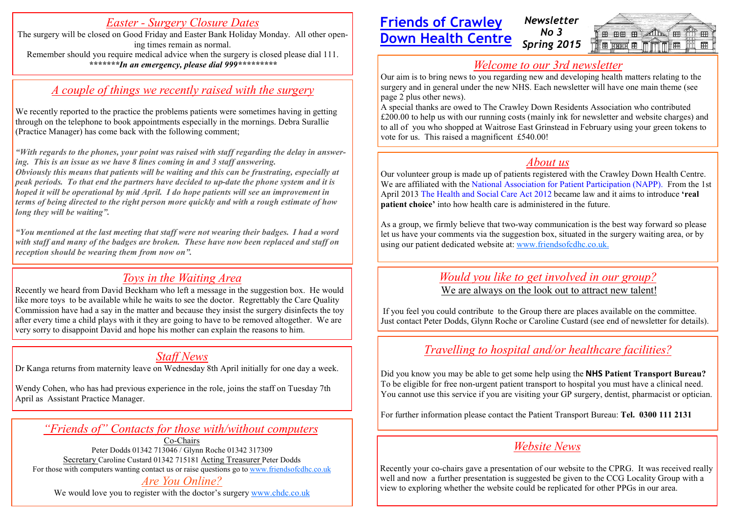# Friends of Crawley Down Health Centre

**Newsletter No 3 Spring 2015**

## Welcome to our 3rd newsletter

Our aim is to bring news to you regarding new and developing health matters relating to the surgery and in general under the new NHS. Each newsletter will have one main theme (see page 2 plus other news).

A special thanks are owed to The Crawley Down Residents Association who contributed £200.00 to help us with our running costs (mainly ink for newsletter and website charges) and to all of you who shopped at Waitrose East Grinstead in February using your green tokens to vote for us. This raised a magnificent £540.00!

## About us

Our volunteer group is made up of patients registered with the Crawley Down Health Centre. We are affiliated with the National Association for Patient Participation (NAPP). From the 1st April 2013 The Health and Social Care Act 2012 became law and it aims to introduce **'real patient choice'** into how health care is administered in the future.

As a group, we firmly believe that two-way communication is the best way forward so please let us have your comments via the suggestion box, situated in the surgery waiting area, or by using our patient dedicated website at: www.friendsofcdhc.co.uk.

## Would you like to get involved in our group?

We are always on the look out to attract new talent!

If you feel you could contribute to the Group there are places available on the committee. Just contact Peter Dodds, Glynn Roche or Caroline Custard (see end of newsletter for details).

## Travelling to hospital and/or healthcare facilities?

Did you know you may be able to get some help using the **NHS Patient Transport Bureau?** To be eligible for free non-urgent patient transport to hospital you must have a clinical need. You cannot use this service if you are visiting your GP surgery, dentist, pharmacist or optician.

For further information please contact the Patient Transport Bureau: **Tel. 0300 111 2131**

## Website News

Recently your co-chairs gave a presentation of our website to the CPRG. It was received really well and now a further presentation is suggested be given to the CCG Locality Group with a view to exploring whether the website could be replicated for other PPGs in our area.

## Easter - Surgery Closure Dates

The surgery will be closed on Good Friday and Easter Bank Holiday Monday. All other opening times remain as normal.

Remember should you require medical advice when the surgery is closed please dial 111.

***\*\*\*\*\*\*\*In an emergency, please dial 999\*\*\*\*\*\*\*\*\****

## A couple of things we recently raised with the surgery

We recently reported to the practice the problems patients were sometimes having in getting through on the telephone to book appointments especially in the mornings. Debra Surallie (Practice Manager) has come back with the following comment;

***"With regards to the phones, your point was raised with staff regarding the delay in answering. This is an issue as we have 8 lines coming in and 3 staff answering. Obviously this means that patients will be waiting and this can be frustrating, especially at peak periods. To that end the partners have decided to up-date the phone system and it is hoped it will be operational by mid April. I do hope patients will see an improvement in terms of being directed to the right person more quickly and with a rough estimate of how long they will be waiting".***

***"You mentioned at the last meeting that staff were not wearing their badges. I had a word with staff and many of the badges are broken. These have now been replaced and staff on reception should be wearing them from now on".***

## Toys in the Waiting Area

Recently we heard from David Beckham who left a message in the suggestion box. He would like more toys to be available while he waits to see the doctor. Regrettably the Care Quality Commission have had a say in the matter and because they insist the surgery disinfects the toy after every time a child plays with it they are going to have to be removed altogether. We are very sorry to disappoint David and hope his mother can explain the reasons to him.

## Staff News

Dr Kanga returns from maternity leave on Wednesday 8th April initially for one day a week.

Wendy Cohen, who has had previous experience in the role, joins the staff on Tuesday 7th April as Assistant Practice Manager.

## "Friends of" Contacts for those with/without computers

Co-Chairs

Peter Dodds 01342 713046 / Glynn Roche 01342 317309

Secretary Caroline Custard 01342 715181 Acting Treasurer Peter Dodds

For those with computers wanting contact us or raise questions go to www.friendsofcdhc.co.uk

## Are You Online?

We would love you to register with the doctor's surgery www.chdc.co.uk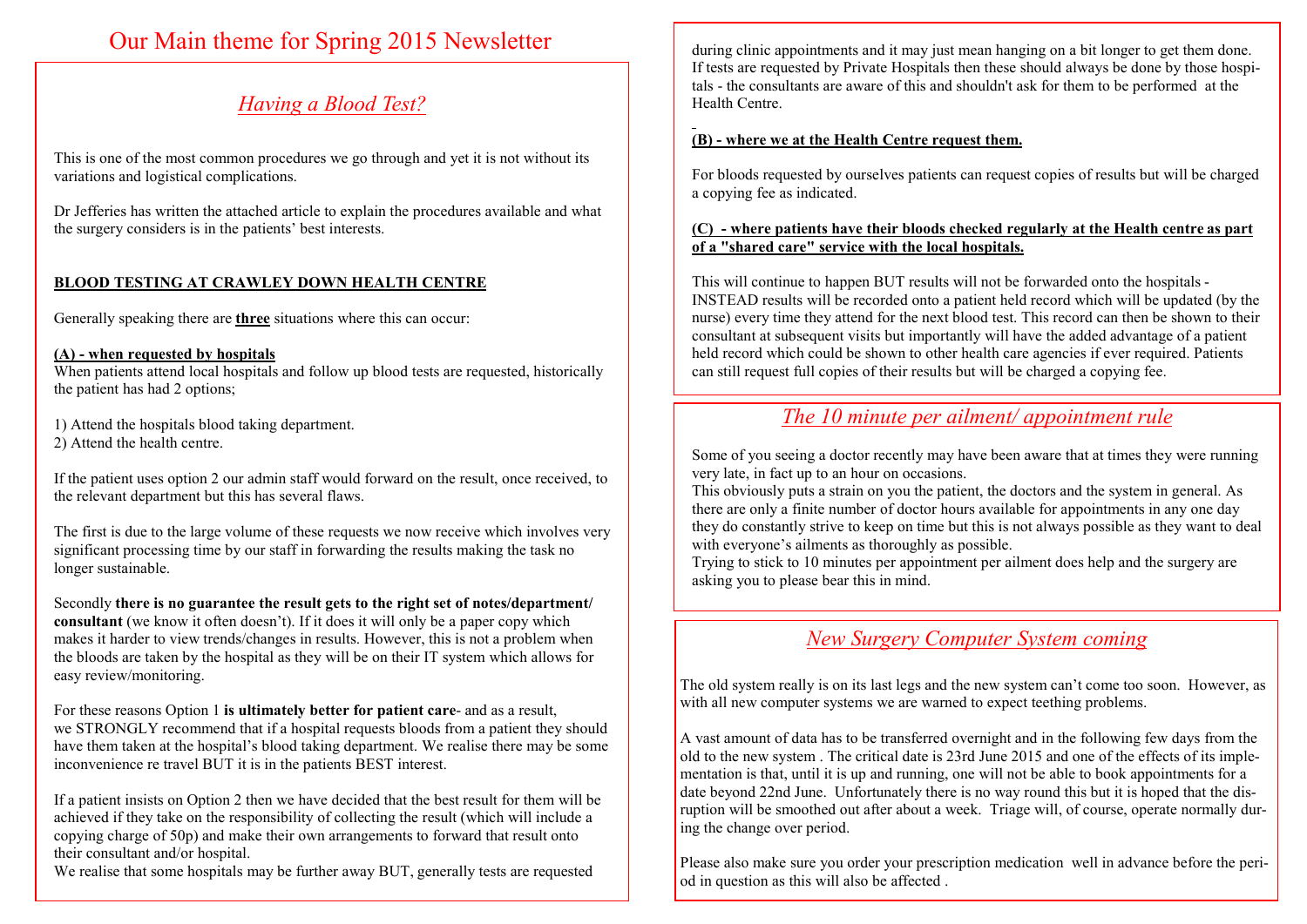# Our Main theme for Spring 2015 Newsletter

## *Having a Blood Test?*

This is one of the most common procedures we go through and yet it is not without its variations and logistical complications.

Dr Jefferies has written the attached article to explain the procedures available and what the surgery considers is in the patients' best interests.

**BLOOD TESTING AT CRAWLEY DOWN HEALTH CENTRE**

Generally speaking there are **three** situations where this can occur:

**(A) - when requested by hospitals**

When patients attend local hospitals and follow up blood tests are requested, historically the patient has had 2 options;

1) Attend the hospitals blood taking department.
2) Attend the health centre.

If the patient uses option 2 our admin staff would forward on the result, once received, to the relevant department but this has several flaws.

The first is due to the large volume of these requests we now receive which involves very significant processing time by our staff in forwarding the results making the task no longer sustainable.

Secondly **there is no guarantee the result gets to the right set of notes/department/ consultant** (we know it often doesn't). If it does it will only be a paper copy which makes it harder to view trends/changes in results. However, this is not a problem when the bloods are taken by the hospital as they will be on their IT system which allows for easy review/monitoring.

For these reasons Option 1 **is ultimately better for patient care**- and as a result, we STRONGLY recommend that if a hospital requests bloods from a patient they should have them taken at the hospital's blood taking department. We realise there may be some inconvenience re travel BUT it is in the patients BEST interest.

If a patient insists on Option 2 then we have decided that the best result for them will be achieved if they take on the responsibility of collecting the result (which will include a copying charge of 50p) and make their own arrangements to forward that result onto their consultant and/or hospital.

We realise that some hospitals may be further away BUT, generally tests are requested during clinic appointments and it may just mean hanging on a bit longer to get them done. If tests are requested by Private Hospitals then these should always be done by those hospitals - the consultants are aware of this and shouldn't ask for them to be performed at the Health Centre.

**(B) - where we at the Health Centre request them.**

For bloods requested by ourselves patients can request copies of results but will be charged a copying fee as indicated.

**(C) - where patients have their bloods checked regularly at the Health centre as part of a "shared care" service with the local hospitals.**

This will continue to happen BUT results will not be forwarded onto the hospitals - INSTEAD results will be recorded onto a patient held record which will be updated (by the nurse) every time they attend for the next blood test. This record can then be shown to their consultant at subsequent visits but importantly will have the added advantage of a patient held record which could be shown to other health care agencies if ever required. Patients can still request full copies of their results but will be charged a copying fee.

## *The 10 minute per ailment/ appointment rule*

Some of you seeing a doctor recently may have been aware that at times they were running very late, in fact up to an hour on occasions.

This obviously puts a strain on you the patient, the doctors and the system in general. As there are only a finite number of doctor hours available for appointments in any one day they do constantly strive to keep on time but this is not always possible as they want to deal with everyone's ailments as thoroughly as possible.

Trying to stick to 10 minutes per appointment per ailment does help and the surgery are asking you to please bear this in mind.

## *New Surgery Computer System coming*

The old system really is on its last legs and the new system can't come too soon. However, as with all new computer systems we are warned to expect teething problems.

A vast amount of data has to be transferred overnight and in the following few days from the old to the new system . The critical date is 23rd June 2015 and one of the effects of its implementation is that, until it is up and running, one will not be able to book appointments for a date beyond 22nd June. Unfortunately there is no way round this but it is hoped that the disruption will be smoothed out after about a week. Triage will, of course, operate normally during the change over period.

Please also make sure you order your prescription medication well in advance before the period in question as this will also be affected .